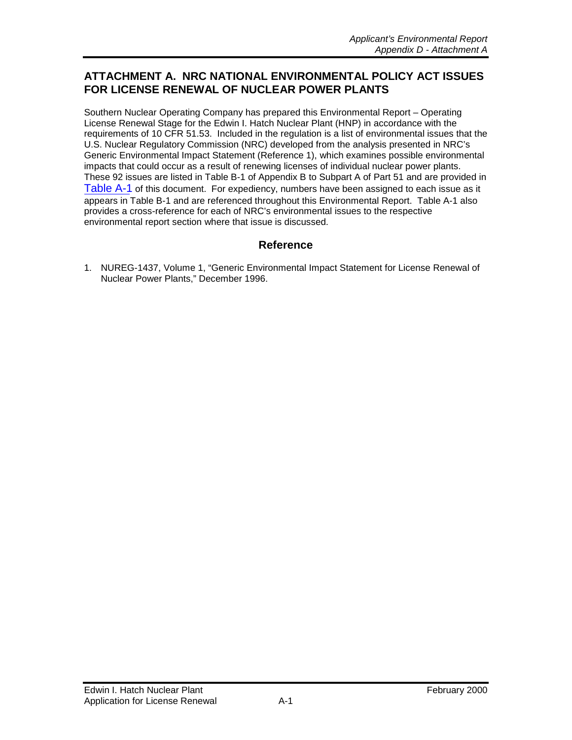## ATTACHMENT A. NRC NATIONAL ENVIRONMENTAL POLICY ACT ISSUES FOR LICENSE RENEWAL OF NUCLEAR POWER PLANTS

Southern Nuclear Operating Company has prepared this Environmental Report – Operating License Renewal Stage for the Edwin I. Hatch Nuclear Plant (HNP) in accordance with the requirements of 10 CFR 51.53. Included in the regulation is a list of environmental issues that the U.S. Nuclear Regulatory Commission (NRC) developed from the analysis presented in NRC's Generic Environmental Impact Statement (Reference 1), which examines possible environmental impacts that could occur as a result of renewing licenses of individual nuclear power plants. These 92 issues are listed in Table B-1 of Appendix B to Subpart A of Part 51 and are provided in Table A-1 of this document. For expediency, numbers have been assigned to each issue as it appears in Table B-1 and are referenced throughout this Environmental Report. Table A-1 also provides a cross-reference for each of NRC's environmental issues to the respective environmental report section where that issue is discussed.

### Reference

1. NUREG-1437, Volume 1, "Generic Environmental Impact Statement for License Renewal of Nuclear Power Plants," December 1996.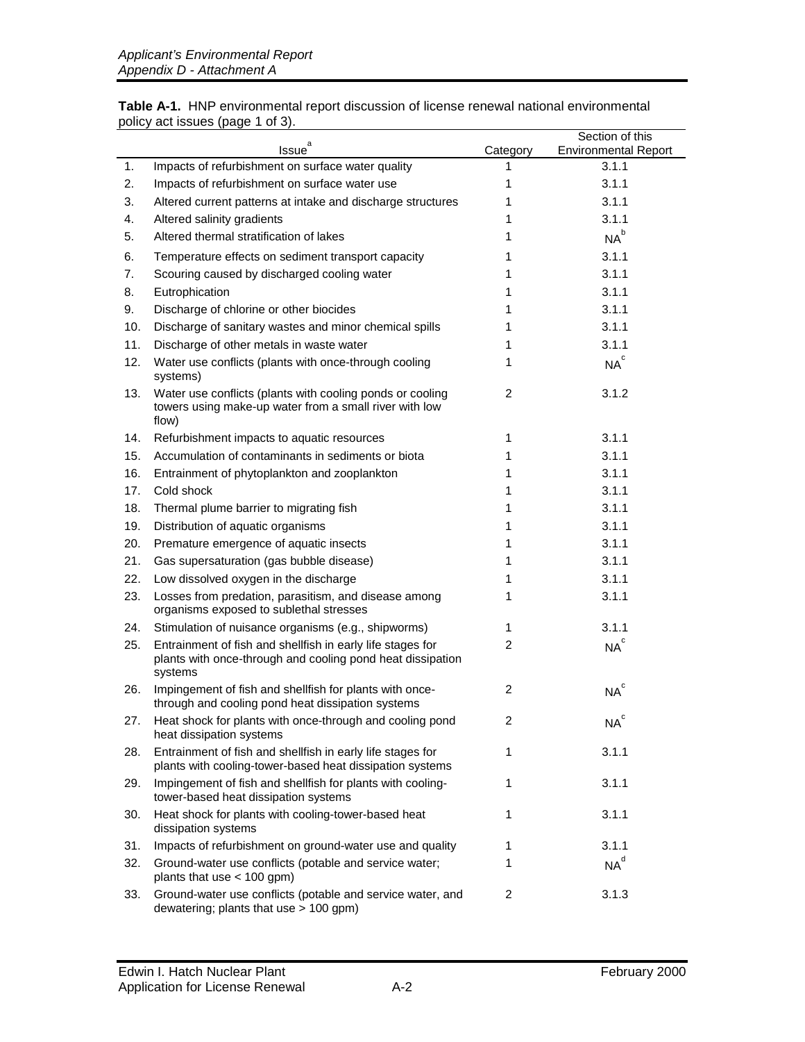**Table A-1.** HNP environmental report discussion of license renewal national environmental policy act issues (page 1 of 3).

| | Issue[a] | Category | Section of this Environmental Report |
|---|---|---|---|
| 1. | Impacts of refurbishment on surface water quality | 1 | 3.1.1 |
| 2. | Impacts of refurbishment on surface water use | 1 | 3.1.1 |
| 3. | Altered current patterns at intake and discharge structures | 1 | 3.1.1 |
| 4. | Altered salinity gradients | 1 | 3.1.1 |
| 5. | Altered thermal stratification of lakes | 1 | NA[b] |
| 6. | Temperature effects on sediment transport capacity | 1 | 3.1.1 |
| 7. | Scouring caused by discharged cooling water | 1 | 3.1.1 |
| 8. | Eutrophication | 1 | 3.1.1 |
| 9. | Discharge of chlorine or other biocides | 1 | 3.1.1 |
| 10. | Discharge of sanitary wastes and minor chemical spills | 1 | 3.1.1 |
| 11. | Discharge of other metals in waste water | 1 | 3.1.1 |
| 12. | Water use conflicts (plants with once-through cooling systems) | 1 | NA[c] |
| 13. | Water use conflicts (plants with cooling ponds or cooling towers using make-up water from a small river with low flow) | 2 | 3.1.2 |
| 14. | Refurbishment impacts to aquatic resources | 1 | 3.1.1 |
| 15. | Accumulation of contaminants in sediments or biota | 1 | 3.1.1 |
| 16. | Entrainment of phytoplankton and zooplankton | 1 | 3.1.1 |
| 17. | Cold shock | 1 | 3.1.1 |
| 18. | Thermal plume barrier to migrating fish | 1 | 3.1.1 |
| 19. | Distribution of aquatic organisms | 1 | 3.1.1 |
| 20. | Premature emergence of aquatic insects | 1 | 3.1.1 |
| 21. | Gas supersaturation (gas bubble disease) | 1 | 3.1.1 |
| 22. | Low dissolved oxygen in the discharge | 1 | 3.1.1 |
| 23. | Losses from predation, parasitism, and disease among organisms exposed to sublethal stresses | 1 | 3.1.1 |
| 24. | Stimulation of nuisance organisms (e.g., shipworms) | 1 | 3.1.1 |
| 25. | Entrainment of fish and shellfish in early life stages for plants with once-through and cooling pond heat dissipation systems | 2 | NA[c] |
| 26. | Impingement of fish and shellfish for plants with once-through and cooling pond heat dissipation systems | 2 | NA[c] |
| 27. | Heat shock for plants with once-through and cooling pond heat dissipation systems | 2 | NA[c] |
| 28. | Entrainment of fish and shellfish in early life stages for plants with cooling-tower-based heat dissipation systems | 1 | 3.1.1 |
| 29. | Impingement of fish and shellfish for plants with cooling-tower-based heat dissipation systems | 1 | 3.1.1 |
| 30. | Heat shock for plants with cooling-tower-based heat dissipation systems | 1 | 3.1.1 |
| 31. | Impacts of refurbishment on ground-water use and quality | 1 | 3.1.1 |
| 32. | Ground-water use conflicts (potable and service water; plants that use < 100 gpm) | 1 | NA[d] |
| 33. | Ground-water use conflicts (potable and service water, and dewatering; plants that use > 100 gpm) | 2 | 3.1.3 |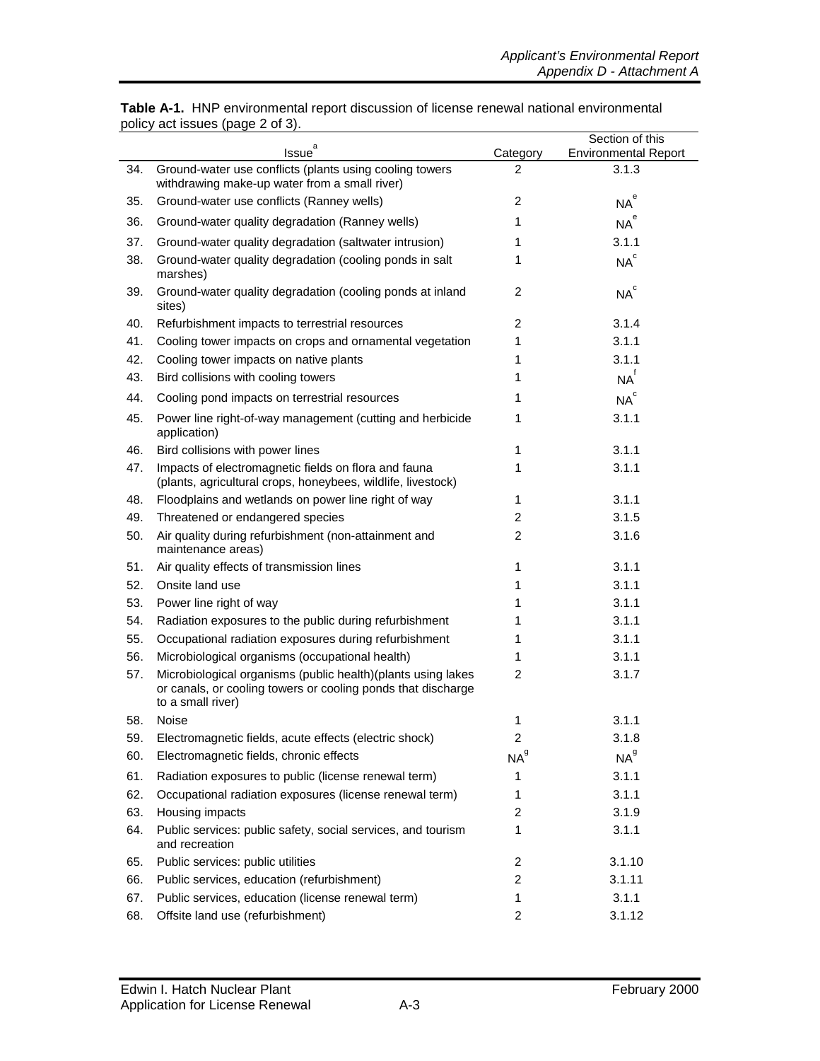**Table A-1.** HNP environmental report discussion of license renewal national environmental policy act issues (page 2 of 3).

| | Issue[a] | Category | Section of this Environmental Report |
|---|---|---|---|
| 34. | Ground-water use conflicts (plants using cooling towers withdrawing make-up water from a small river) | 2 | 3.1.3 |
| 35. | Ground-water use conflicts (Ranney wells) | 2 | NA[e] |
| 36. | Ground-water quality degradation (Ranney wells) | 1 | NA[e] |
| 37. | Ground-water quality degradation (saltwater intrusion) | 1 | 3.1.1 |
| 38. | Ground-water quality degradation (cooling ponds in salt marshes) | 1 | NA[c] |
| 39. | Ground-water quality degradation (cooling ponds at inland sites) | 2 | NA[c] |
| 40. | Refurbishment impacts to terrestrial resources | 2 | 3.1.4 |
| 41. | Cooling tower impacts on crops and ornamental vegetation | 1 | 3.1.1 |
| 42. | Cooling tower impacts on native plants | 1 | 3.1.1 |
| 43. | Bird collisions with cooling towers | 1 | NA[f] |
| 44. | Cooling pond impacts on terrestrial resources | 1 | NA[c] |
| 45. | Power line right-of-way management (cutting and herbicide application) | 1 | 3.1.1 |
| 46. | Bird collisions with power lines | 1 | 3.1.1 |
| 47. | Impacts of electromagnetic fields on flora and fauna (plants, agricultural crops, honeybees, wildlife, livestock) | 1 | 3.1.1 |
| 48. | Floodplains and wetlands on power line right of way | 1 | 3.1.1 |
| 49. | Threatened or endangered species | 2 | 3.1.5 |
| 50. | Air quality during refurbishment (non-attainment and maintenance areas) | 2 | 3.1.6 |
| 51. | Air quality effects of transmission lines | 1 | 3.1.1 |
| 52. | Onsite land use | 1 | 3.1.1 |
| 53. | Power line right of way | 1 | 3.1.1 |
| 54. | Radiation exposures to the public during refurbishment | 1 | 3.1.1 |
| 55. | Occupational radiation exposures during refurbishment | 1 | 3.1.1 |
| 56. | Microbiological organisms (occupational health) | 1 | 3.1.1 |
| 57. | Microbiological organisms (public health)(plants using lakes or canals, or cooling towers or cooling ponds that discharge to a small river) | 2 | 3.1.7 |
| 58. | Noise | 1 | 3.1.1 |
| 59. | Electromagnetic fields, acute effects (electric shock) | 2 | 3.1.8 |
| 60. | Electromagnetic fields, chronic effects | NA[g] | NA[g] |
| 61. | Radiation exposures to public (license renewal term) | 1 | 3.1.1 |
| 62. | Occupational radiation exposures (license renewal term) | 1 | 3.1.1 |
| 63. | Housing impacts | 2 | 3.1.9 |
| 64. | Public services: public safety, social services, and tourism and recreation | 1 | 3.1.1 |
| 65. | Public services: public utilities | 2 | 3.1.10 |
| 66. | Public services, education (refurbishment) | 2 | 3.1.11 |
| 67. | Public services, education (license renewal term) | 1 | 3.1.1 |
| 68. | Offsite land use (refurbishment) | 2 | 3.1.12 |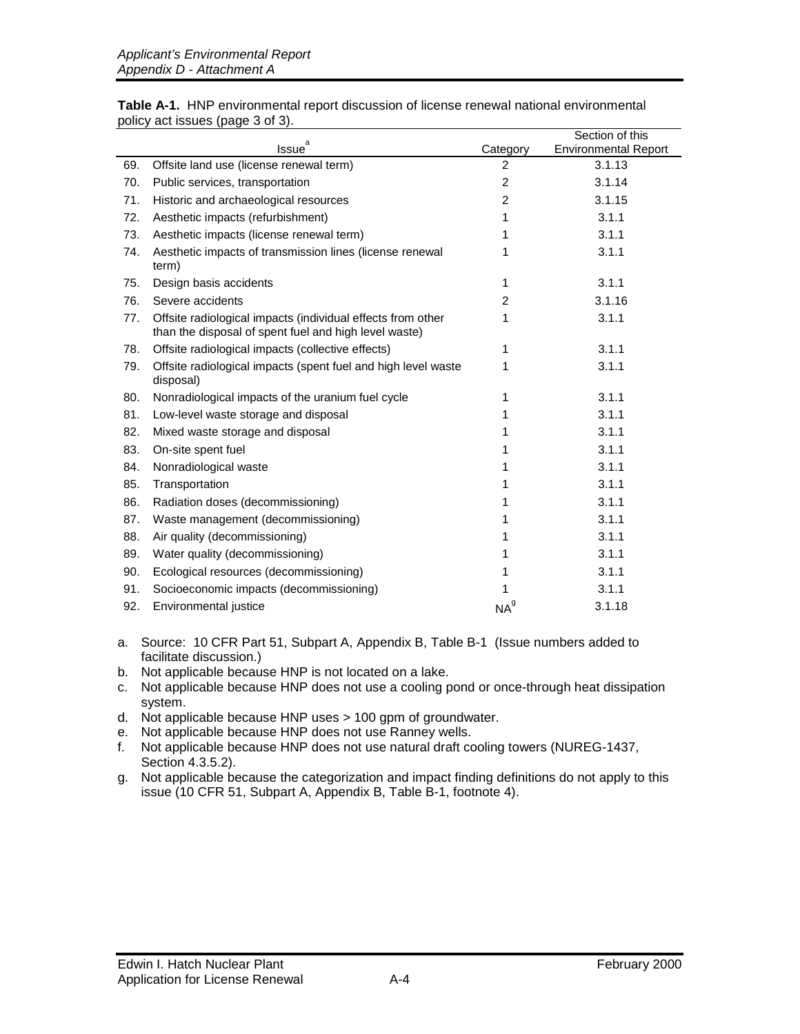**Table A-1.** HNP environmental report discussion of license renewal national environmental policy act issues (page 3 of 3).

| | Issue[a] | Category | Section of this Environmental Report |
|---|---|---|---|
| 69. | Offsite land use (license renewal term) | 2 | 3.1.13 |
| 70. | Public services, transportation | 2 | 3.1.14 |
| 71. | Historic and archaeological resources | 2 | 3.1.15 |
| 72. | Aesthetic impacts (refurbishment) | 1 | 3.1.1 |
| 73. | Aesthetic impacts (license renewal term) | 1 | 3.1.1 |
| 74. | Aesthetic impacts of transmission lines (license renewal term) | 1 | 3.1.1 |
| 75. | Design basis accidents | 1 | 3.1.1 |
| 76. | Severe accidents | 2 | 3.1.16 |
| 77. | Offsite radiological impacts (individual effects from other than the disposal of spent fuel and high level waste) | 1 | 3.1.1 |
| 78. | Offsite radiological impacts (collective effects) | 1 | 3.1.1 |
| 79. | Offsite radiological impacts (spent fuel and high level waste disposal) | 1 | 3.1.1 |
| 80. | Nonradiological impacts of the uranium fuel cycle | 1 | 3.1.1 |
| 81. | Low-level waste storage and disposal | 1 | 3.1.1 |
| 82. | Mixed waste storage and disposal | 1 | 3.1.1 |
| 83. | On-site spent fuel | 1 | 3.1.1 |
| 84. | Nonradiological waste | 1 | 3.1.1 |
| 85. | Transportation | 1 | 3.1.1 |
| 86. | Radiation doses (decommissioning) | 1 | 3.1.1 |
| 87. | Waste management (decommissioning) | 1 | 3.1.1 |
| 88. | Air quality (decommissioning) | 1 | 3.1.1 |
| 89. | Water quality (decommissioning) | 1 | 3.1.1 |
| 90. | Ecological resources (decommissioning) | 1 | 3.1.1 |
| 91. | Socioeconomic impacts (decommissioning) | 1 | 3.1.1 |
| 92. | Environmental justice | NA[g] | 3.1.18 |

a. Source: 10 CFR Part 51, Subpart A, Appendix B, Table B-1 (Issue numbers added to facilitate discussion.)
b. Not applicable because HNP is not located on a lake.
c. Not applicable because HNP does not use a cooling pond or once-through heat dissipation system.
d. Not applicable because HNP uses > 100 gpm of groundwater.
e. Not applicable because HNP does not use Ranney wells.
f. Not applicable because HNP does not use natural draft cooling towers (NUREG-1437, Section 4.3.5.2).
g. Not applicable because the categorization and impact finding definitions do not apply to this issue (10 CFR 51, Subpart A, Appendix B, Table B-1, footnote 4).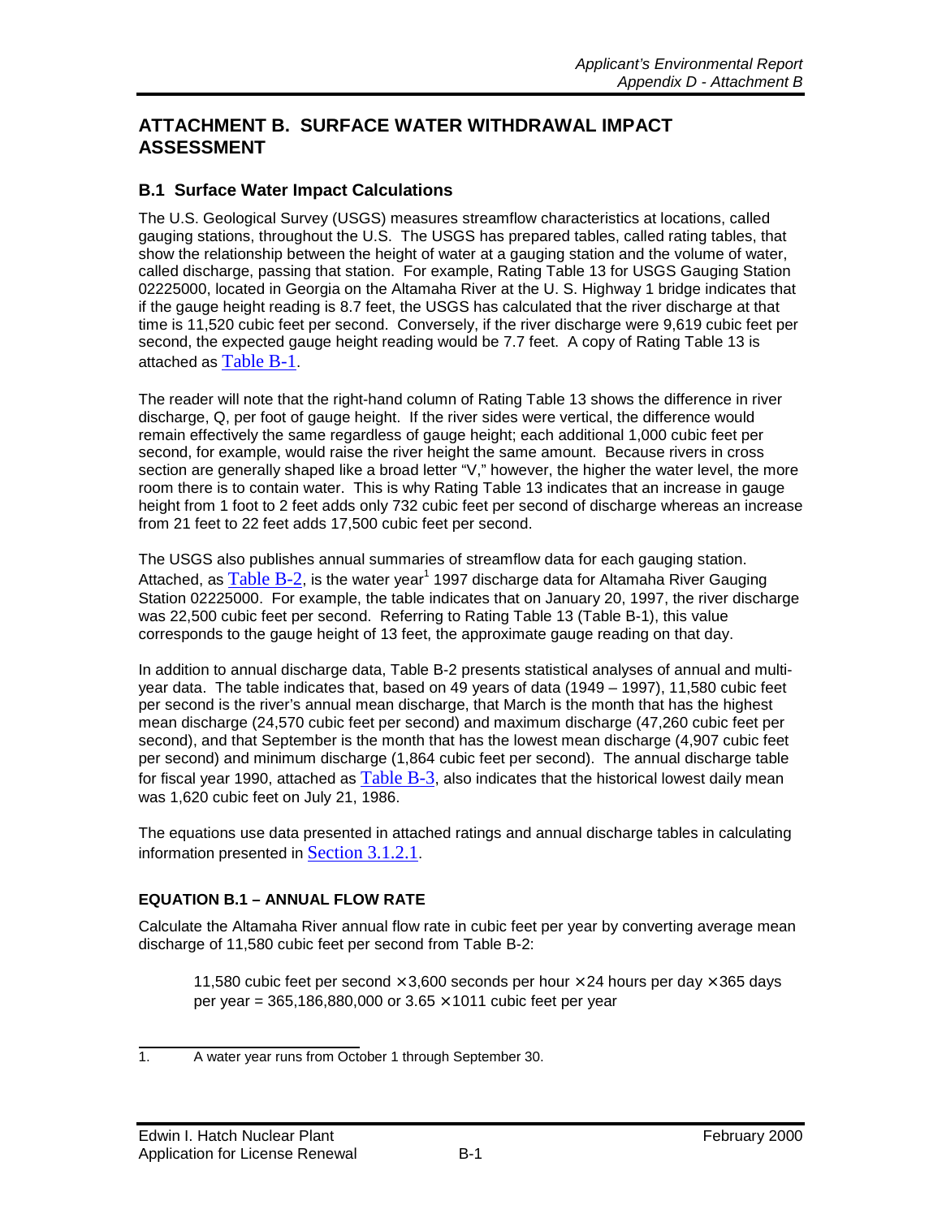# ATTACHMENT B. SURFACE WATER WITHDRAWAL IMPACT ASSESSMENT

## B.1 Surface Water Impact Calculations

The U.S. Geological Survey (USGS) measures streamflow characteristics at locations, called gauging stations, throughout the U.S. The USGS has prepared tables, called rating tables, that show the relationship between the height of water at a gauging station and the volume of water, called discharge, passing that station. For example, Rating Table 13 for USGS Gauging Station 02225000, located in Georgia on the Altamaha River at the U. S. Highway 1 bridge indicates that if the gauge height reading is 8.7 feet, the USGS has calculated that the river discharge at that time is 11,520 cubic feet per second. Conversely, if the river discharge were 9,619 cubic feet per second, the expected gauge height reading would be 7.7 feet. A copy of Rating Table 13 is attached as Table B-1.

The reader will note that the right-hand column of Rating Table 13 shows the difference in river discharge, Q, per foot of gauge height. If the river sides were vertical, the difference would remain effectively the same regardless of gauge height; each additional 1,000 cubic feet per second, for example, would raise the river height the same amount. Because rivers in cross section are generally shaped like a broad letter "V," however, the higher the water level, the more room there is to contain water. This is why Rating Table 13 indicates that an increase in gauge height from 1 foot to 2 feet adds only 732 cubic feet per second of discharge whereas an increase from 21 feet to 22 feet adds 17,500 cubic feet per second.

The USGS also publishes annual summaries of streamflow data for each gauging station. Attached, as Table B-2, is the water year[1] 1997 discharge data for Altamaha River Gauging Station 02225000. For example, the table indicates that on January 20, 1997, the river discharge was 22,500 cubic feet per second. Referring to Rating Table 13 (Table B-1), this value corresponds to the gauge height of 13 feet, the approximate gauge reading on that day.

In addition to annual discharge data, Table B-2 presents statistical analyses of annual and multi-year data. The table indicates that, based on 49 years of data (1949 – 1997), 11,580 cubic feet per second is the river's annual mean discharge, that March is the month that has the highest mean discharge (24,570 cubic feet per second) and maximum discharge (47,260 cubic feet per second), and that September is the month that has the lowest mean discharge (4,907 cubic feet per second) and minimum discharge (1,864 cubic feet per second). The annual discharge table for fiscal year 1990, attached as Table B-3, also indicates that the historical lowest daily mean was 1,620 cubic feet on July 21, 1986.

The equations use data presented in attached ratings and annual discharge tables in calculating information presented in Section 3.1.2.1.

**EQUATION B.1 – ANNUAL FLOW RATE**

Calculate the Altamaha River annual flow rate in cubic feet per year by converting average mean discharge of 11,580 cubic feet per second from Table B-2:

> 11,580 cubic feet per second $\times$ 3,600 seconds per hour $\times$ 24 hours per day $\times$ 365 days per year = 365,186,880,000 or $3.65 \times 10^{11}$ cubic feet per year

---

1. A water year runs from October 1 through September 30.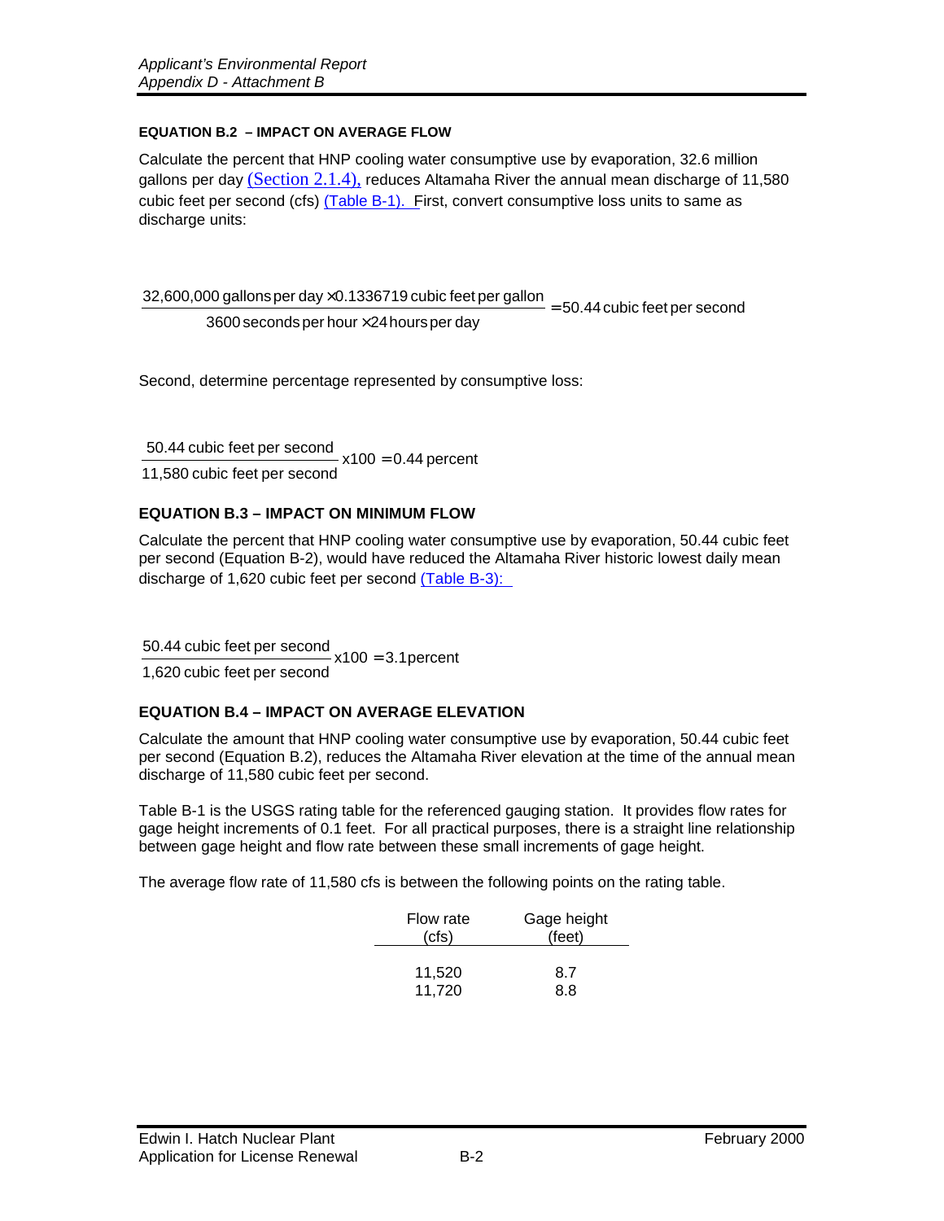#### EQUATION B.2 – IMPACT ON AVERAGE FLOW

Calculate the percent that HNP cooling water consumptive use by evaporation, 32.6 million gallons per day (Section 2.1.4), reduces Altamaha River the annual mean discharge of 11,580 cubic feet per second (cfs) (Table B-1). First, convert consumptive loss units to same as discharge units:

$$\frac{32{,}600{,}000 \text{ gallons per day} \times 0.1336719 \text{ cubic feet per gallon}}{3600 \text{ seconds per hour} \times 24 \text{ hours per day}} = 50.44 \text{ cubic feet per second}$$

Second, determine percentage represented by consumptive loss:

$$\frac{50.44 \text{ cubic feet per second}}{11{,}580 \text{ cubic feet per second}} \text{x}100 = 0.44 \text{ percent}$$

#### EQUATION B.3 – IMPACT ON MINIMUM FLOW

Calculate the percent that HNP cooling water consumptive use by evaporation, 50.44 cubic feet per second (Equation B-2), would have reduced the Altamaha River historic lowest daily mean discharge of 1,620 cubic feet per second (Table B-3):

$$\frac{50.44 \text{ cubic feet per second}}{1{,}620 \text{ cubic feet per second}} \text{x}100 = 3.1 \text{percent}$$

#### EQUATION B.4 – IMPACT ON AVERAGE ELEVATION

Calculate the amount that HNP cooling water consumptive use by evaporation, 50.44 cubic feet per second (Equation B.2), reduces the Altamaha River elevation at the time of the annual mean discharge of 11,580 cubic feet per second.

Table B-1 is the USGS rating table for the referenced gauging station. It provides flow rates for gage height increments of 0.1 feet. For all practical purposes, there is a straight line relationship between gage height and flow rate between these small increments of gage height.

The average flow rate of 11,580 cfs is between the following points on the rating table.

| Flow rate (cfs) | Gage height (feet) |
|---|---|
| 11,520 | 8.7 |
| 11,720 | 8.8 |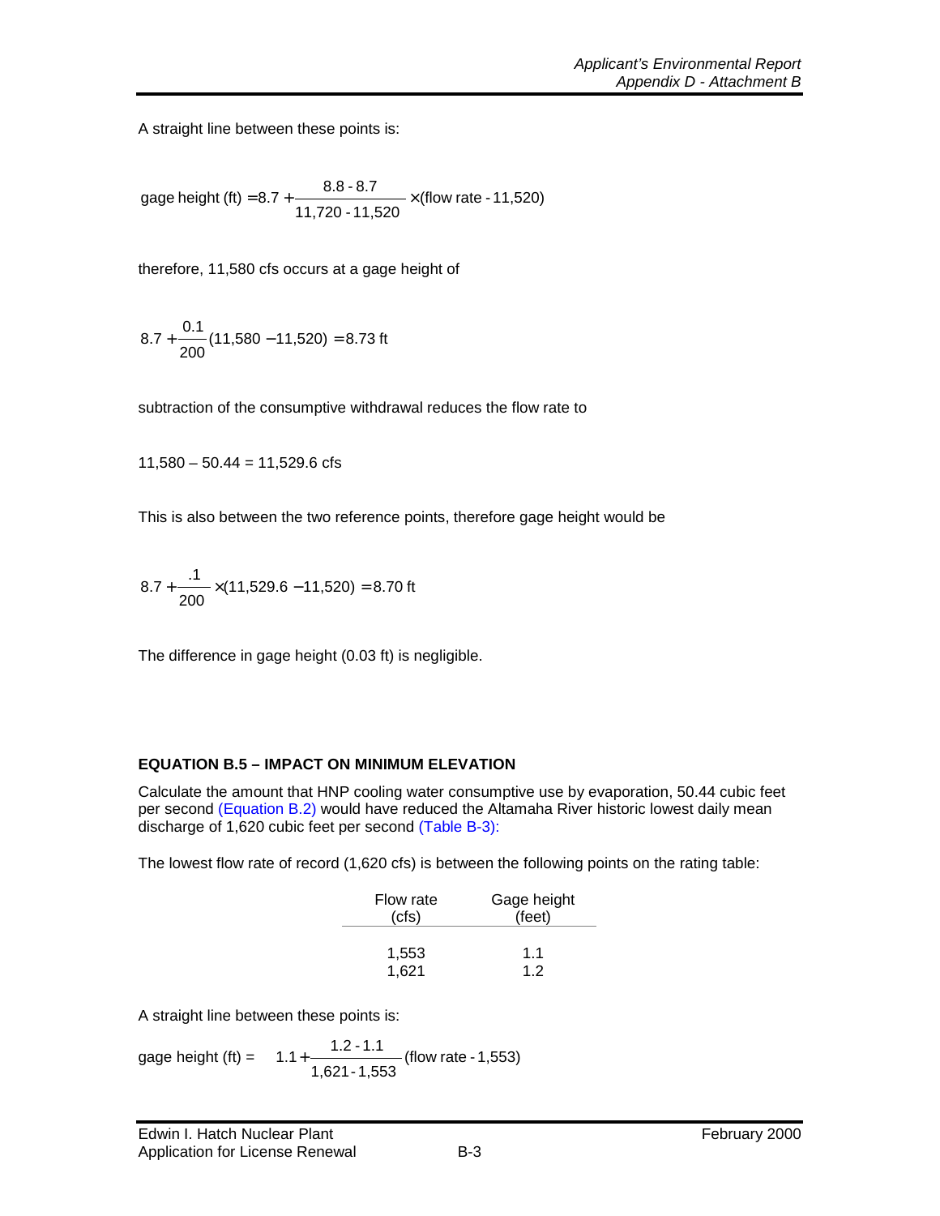A straight line between these points is:

$$\text{gage height (ft)} = 8.7 + \frac{8.8 - 8.7}{11{,}720 - 11{,}520} \times (\text{flow rate} - 11{,}520)$$

therefore, 11,580 cfs occurs at a gage height of

$$8.7 + \frac{0.1}{200}(11{,}580 - 11{,}520) = 8.73 \text{ ft}$$

subtraction of the consumptive withdrawal reduces the flow rate to

11,580 – 50.44 = 11,529.6 cfs

This is also between the two reference points, therefore gage height would be

$$8.7 + \frac{.1}{200} \times (11{,}529.6 - 11{,}520) = 8.70 \text{ ft}$$

The difference in gage height (0.03 ft) is negligible.

#### EQUATION B.5 – IMPACT ON MINIMUM ELEVATION

Calculate the amount that HNP cooling water consumptive use by evaporation, 50.44 cubic feet per second (Equation B.2) would have reduced the Altamaha River historic lowest daily mean discharge of 1,620 cubic feet per second (Table B-3):

The lowest flow rate of record (1,620 cfs) is between the following points on the rating table:

| Flow rate (cfs) | Gage height (feet) |
|---|---|
| 1,553 | 1.1 |
| 1,621 | 1.2 |

A straight line between these points is:

$$\text{gage height (ft)} = 1.1 + \frac{1.2 - 1.1}{1{,}621 - 1{,}553}(\text{flow rate} - 1{,}553)$$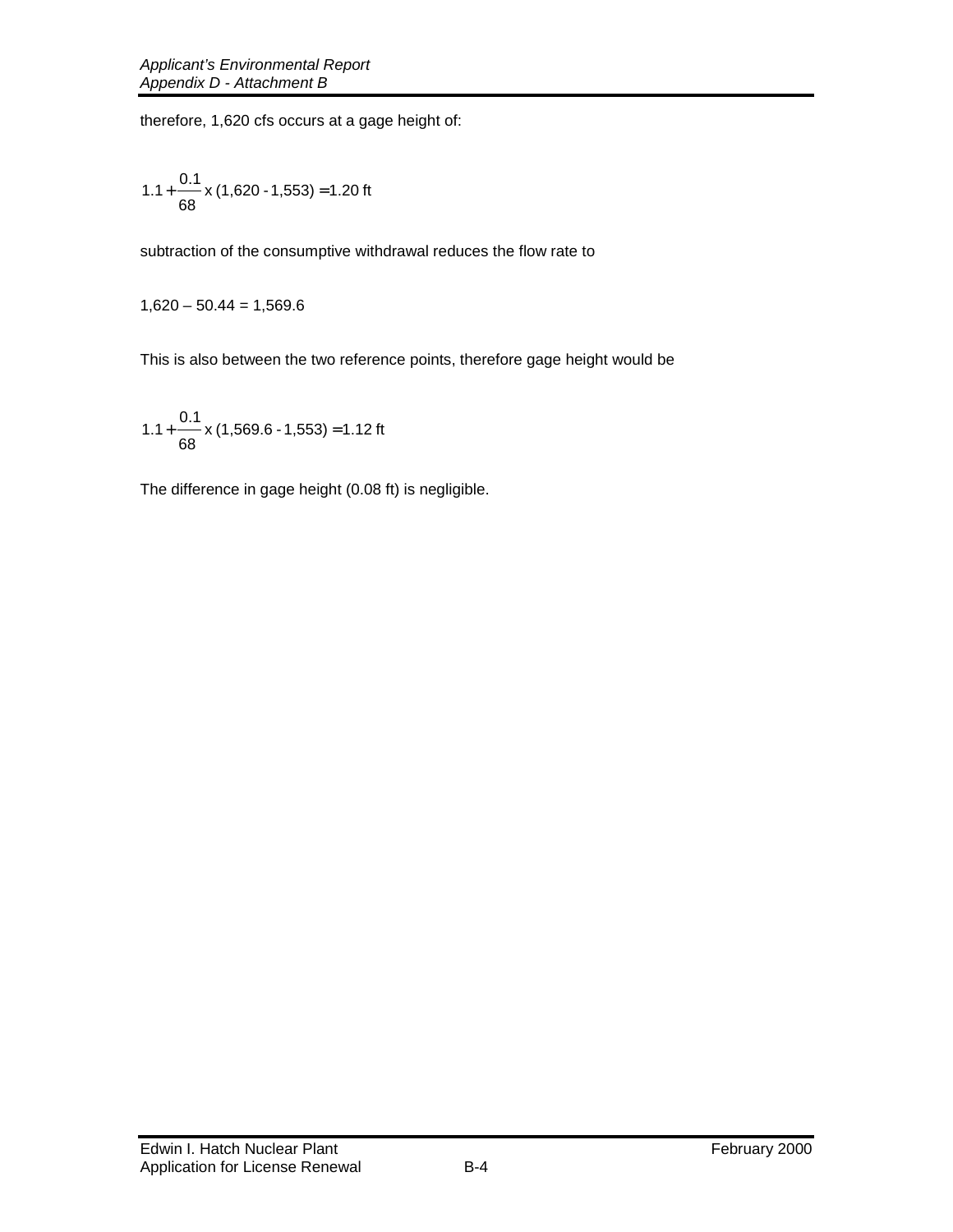therefore, 1,620 cfs occurs at a gage height of:

$$1.1 + \frac{0.1}{68} \text{ x } (1{,}620 - 1{,}553) = 1.20 \text{ ft}$$

subtraction of the consumptive withdrawal reduces the flow rate to

1,620 – 50.44 = 1,569.6

This is also between the two reference points, therefore gage height would be

$$1.1 + \frac{0.1}{68} \text{ x } (1{,}569.6 - 1{,}553) = 1.12 \text{ ft}$$

The difference in gage height (0.08 ft) is negligible.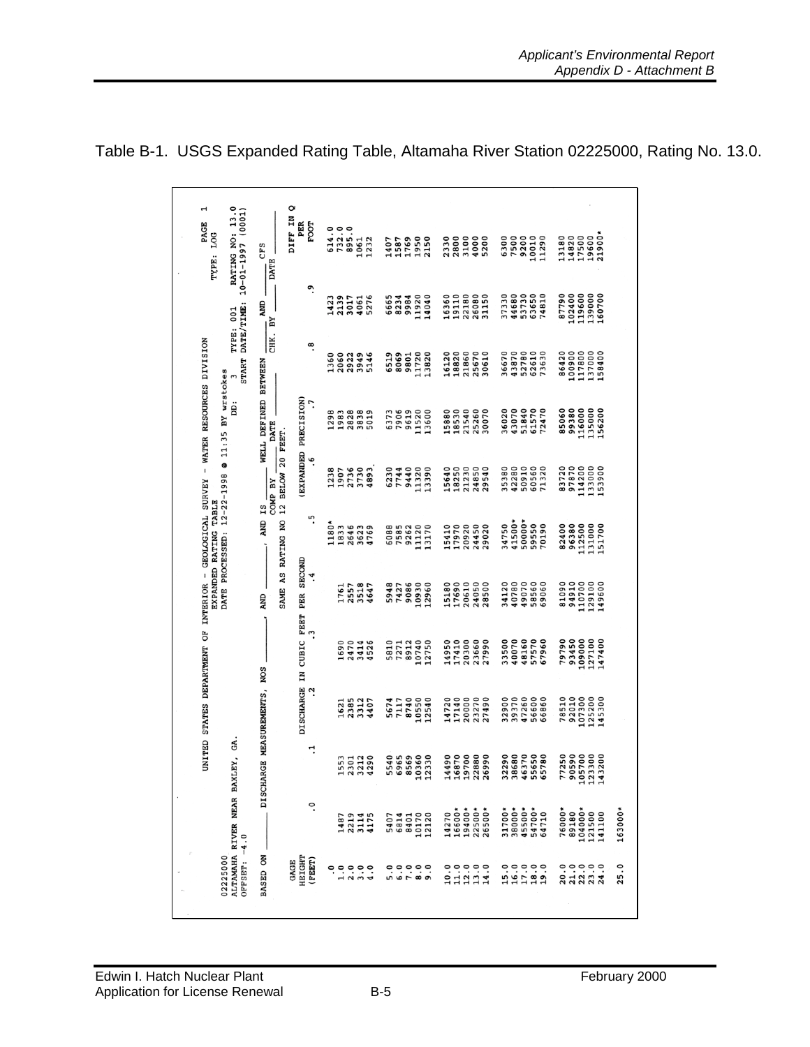Table B-1. USGS Expanded Rating Table, Altamaha River Station 02225000, Rating No. 13.0.

UNITED STATES DEPARTMENT OF INTERIOR - GEOLOGICAL SURVEY - WATER RESOURCES DIVISION
EXPANDED RATING TABLE
DATE PROCESSED: 12-22-1998 @ 11:35 BY wrstokes

02225000
ALTAMAHA RIVER NEAR BAXLEY, GA.
OFFSET: -4.0

PAGE 1
TYPE: LOG
DD: 3 TYPE: 001 RATING NO: 13.0
START DATE/TIME: 10-01-1997 (0001)

BASED ON ______ DISCHARGE MEASUREMENTS, NOS ______, AND ______, AND IS WELL DEFINED BETWEEN ______ AND ______ CFS
COMP BY ______ DATE ______ CHK. BY ______ DATE ______
SAME AS RATING NO 12 BELOW 20 FEET.

| GAGE HEIGHT (FEET) | .0 | .1 | .2 | .3 | .4 | .5 | .6 | .7 | .8 | .9 | DIFF IN Q PER FOOT |
|---|---|---|---|---|---|---|---|---|---|---|---|
| | DISCHARGE IN CUBIC FEET PER SECOND (EXPANDED PRECISION) | | | | | | | | | | |
| .0 | | | | | | 1180* | 1238 | 1298 | 1360 | 1423 | 614.0 |
| 1.0 | 1487 | 1553 | 1621 | 1690 | 1761 | 1833 | 1907 | 1983 | 2060 | 2139 | 732.0 |
| 2.0 | 2219 | 2301 | 2385 | 2470 | 2557 | 2646 | 2736 | 2828 | 2922 | 3017 | 895.0 |
| 3.0 | 3114 | 3212 | 3312 | 3414 | 3518 | 3623 | 3730 | 3838 | 3949 | 4061 | 1061 |
| 4.0 | 4175 | 4290 | 4407 | 4526 | 4647 | 4769 | 4893 | 5019 | 5146 | 5276 | 1232 |
| 5.0 | 5407 | 5540 | 5674 | 5810 | 5948 | 6088 | 6230 | 6373 | 6519 | 6665 | 1407 |
| 6.0 | 6814 | 6965 | 7117 | 7271 | 7427 | 7585 | 7744 | 7906 | 8069 | 8234 | 1587 |
| 7.0 | 8401 | 8569 | 8740 | 8912 | 9086 | 9262 | 9440 | 9619 | 9801 | 9984 | 1769 |
| 8.0 | 10170 | 10360 | 10550 | 10740 | 10930 | 11120 | 11320 | 11520 | 11720 | 11920 | 1950 |
| 9.0 | 12120 | 12330 | 12540 | 12750 | 12960 | 13170 | 13390 | 13600 | 13820 | 14040 | 2150 |
| 10.0 | 14270 | 14490 | 14720 | 14950 | 15180 | 15410 | 15640 | 15880 | 16120 | 16360 | 2330 |
| 11.0 | 16600* | 16870 | 17140 | 17410 | 17690 | 17970 | 18250 | 18530 | 18820 | 19110 | 2800 |
| 12.0 | 19400* | 19700 | 20000 | 20300 | 20610 | 20920 | 21230 | 21540 | 21860 | 22180 | 3100 |
| 13.0 | 22500* | 22880 | 23270 | 23660 | 24050 | 24450 | 24850 | 25260 | 25670 | 26080 | 4000 |
| 14.0 | 26500* | 26990 | 27490 | 27990 | 28500 | 29020 | 29540 | 30070 | 30610 | 31150 | 5200 |
| 15.0 | 31700* | 32290 | 32900 | 33500 | 34120 | 34750 | 35380 | 36020 | 36670 | 37330 | 6300 |
| 16.0 | 38000* | 38680 | 39370 | 40070 | 40780 | 41500* | 42280 | 43070 | 43870 | 44680 | 7500 |
| 17.0 | 45500* | 46370 | 47260 | 48160 | 49070 | 50000* | 50910 | 51840 | 52780 | 53730 | 9200 |
| 18.0 | 54700* | 55650 | 56600 | 57570 | 58560 | 59550 | 60560 | 61570 | 62610 | 63650 | 10010 |
| 19.0 | 64710 | 65780 | 66860 | 67960 | 69060 | 70190 | 71320 | 72470 | 73630 | 74810 | 11290 |
| 20.0 | 76000* | 77250 | 78510 | 79790 | 81090 | 82400 | 83720 | 85060 | 86420 | 87790 | 13180 |
| 21.0 | 89180 | 90590 | 92010 | 93450 | 94910 | 96380 | 97870 | 99380 | 100900 | 102400 | 14820 |
| 22.0 | 104000* | 105700 | 107300 | 109000 | 110700 | 112500 | 114200 | 116000 | 117800 | 119600 | 17500 |
| 23.0 | 121500 | 123300 | 125200 | 127100 | 129100 | 131000 | 133000 | 135000 | 137000 | 139000 | 19600 |
| 24.0 | 141100 | 143200 | 145300 | 147400 | 149600 | 151700 | 153900 | 156200 | 158400 | 160700 | 21900* |
| 25.0 | 163000* | | | | | | | | | | |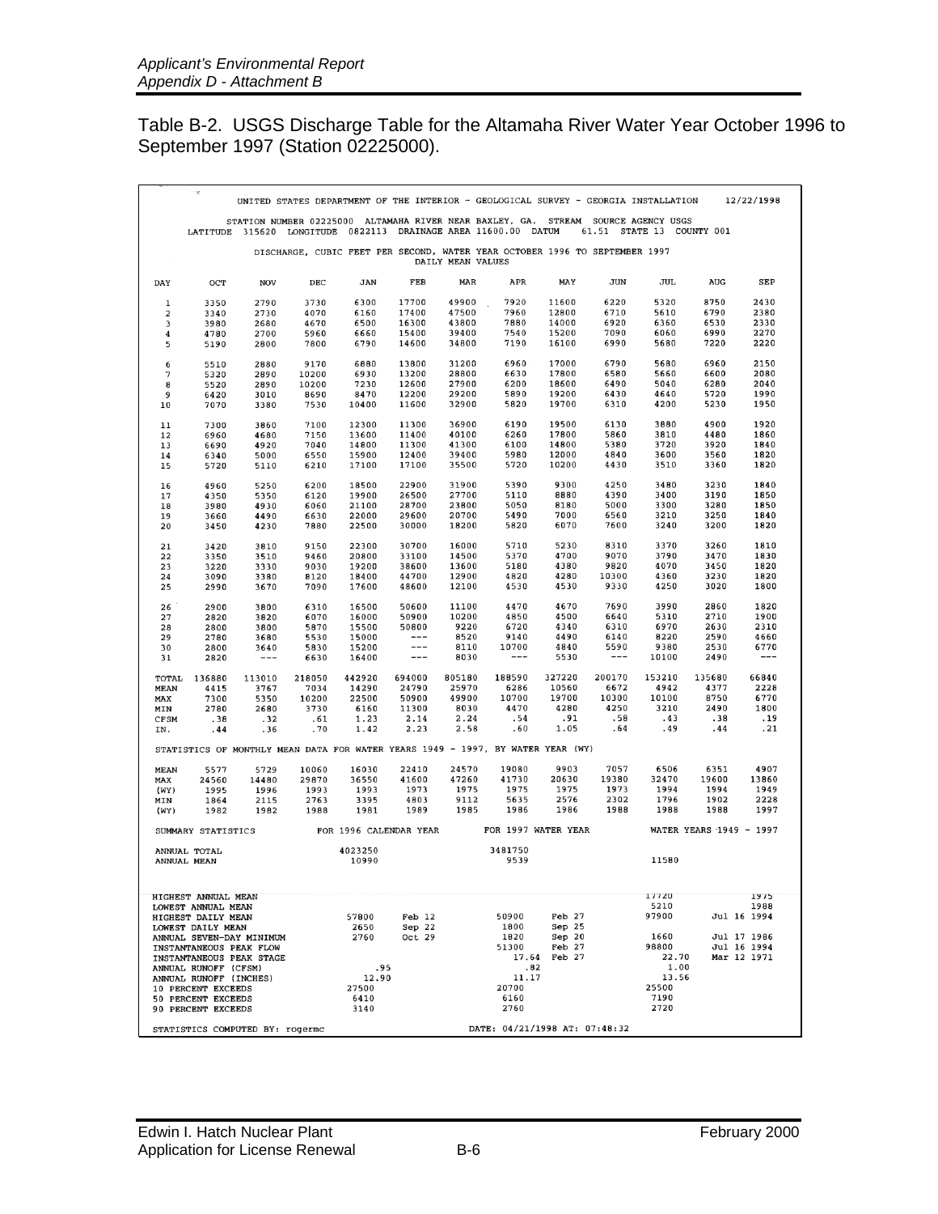Table B-2. USGS Discharge Table for the Altamaha River Water Year October 1996 to September 1997 (Station 02225000).

UNITED STATES DEPARTMENT OF THE INTERIOR - GEOLOGICAL SURVEY - GEORGIA INSTALLATION 12/22/1998

STATION NUMBER 02225000 ALTAMAHA RIVER NEAR BAXLEY, GA. STREAM SOURCE AGENCY USGS
LATITUDE 315620 LONGITUDE 0822113 DRAINAGE AREA 11600.00 DATUM 61.51 STATE 13 COUNTY 001

DISCHARGE, CUBIC FEET PER SECOND, WATER YEAR OCTOBER 1996 TO SEPTEMBER 1997
DAILY MEAN VALUES

| DAY | OCT | NOV | DEC | JAN | FEB | MAR | APR | MAY | JUN | JUL | AUG | SEP |
|---|---|---|---|---|---|---|---|---|---|---|---|---|
| 1 | 3350 | 2790 | 3730 | 6300 | 17700 | 49900 | 7920 | 11600 | 6220 | 5320 | 8750 | 2430 |
| 2 | 3340 | 2730 | 4070 | 6160 | 17400 | 47500 | 7960 | 12800 | 6710 | 5610 | 6790 | 2380 |
| 3 | 3980 | 2680 | 4670 | 6500 | 16300 | 43800 | 7880 | 14000 | 6920 | 6360 | 6530 | 2330 |
| 4 | 4780 | 2700 | 5960 | 6660 | 15400 | 39400 | 7540 | 15200 | 7090 | 6060 | 6990 | 2270 |
| 5 | 5190 | 2800 | 7800 | 6790 | 14600 | 34800 | 7190 | 16100 | 6990 | 5680 | 7220 | 2220 |
| 6 | 5510 | 2880 | 9170 | 6880 | 13800 | 31200 | 6960 | 17000 | 6790 | 5680 | 6960 | 2150 |
| 7 | 5320 | 2890 | 10200 | 6930 | 13200 | 28800 | 6630 | 17800 | 6580 | 5660 | 6600 | 2080 |
| 8 | 5520 | 2890 | 10200 | 7230 | 12600 | 27900 | 6200 | 18600 | 6490 | 5040 | 6280 | 2040 |
| 9 | 6420 | 3010 | 8690 | 8470 | 12200 | 29200 | 5890 | 19200 | 6430 | 4640 | 5720 | 1990 |
| 10 | 7070 | 3380 | 7530 | 10400 | 11600 | 32900 | 5820 | 19700 | 6310 | 4200 | 5230 | 1950 |
| 11 | 7300 | 3860 | 7100 | 12300 | 11300 | 36900 | 6190 | 19500 | 6130 | 3880 | 4900 | 1920 |
| 12 | 6960 | 4680 | 7150 | 13600 | 11400 | 40100 | 6260 | 17800 | 5860 | 3810 | 4480 | 1860 |
| 13 | 6690 | 4920 | 7040 | 14800 | 11300 | 41300 | 6100 | 14800 | 5380 | 3720 | 3920 | 1840 |
| 14 | 6340 | 5000 | 6550 | 15900 | 12400 | 39400 | 5980 | 12000 | 4840 | 3600 | 3560 | 1820 |
| 15 | 5720 | 5110 | 6210 | 17100 | 17100 | 35500 | 5720 | 10200 | 4430 | 3510 | 3360 | 1820 |
| 16 | 4960 | 5250 | 6200 | 18500 | 22900 | 31900 | 5390 | 9300 | 4250 | 3480 | 3230 | 1840 |
| 17 | 4350 | 5350 | 6120 | 19900 | 26500 | 27700 | 5110 | 8880 | 4390 | 3400 | 3190 | 1850 |
| 18 | 3980 | 4930 | 6060 | 21100 | 28700 | 23800 | 5050 | 8180 | 5000 | 3300 | 3280 | 1850 |
| 19 | 3660 | 4490 | 6630 | 22000 | 29600 | 20700 | 5490 | 7000 | 6560 | 3210 | 3250 | 1840 |
| 20 | 3450 | 4230 | 7880 | 22500 | 30000 | 18200 | 5820 | 6070 | 7600 | 3240 | 3200 | 1820 |
| 21 | 3420 | 3810 | 9150 | 22300 | 30700 | 16000 | 5710 | 5230 | 8310 | 3370 | 3260 | 1810 |
| 22 | 3350 | 3510 | 9460 | 20800 | 33100 | 14500 | 5370 | 4700 | 9070 | 3790 | 3470 | 1830 |
| 23 | 3220 | 3330 | 9030 | 19200 | 38600 | 13600 | 5180 | 4380 | 9820 | 4070 | 3450 | 1820 |
| 24 | 3090 | 3380 | 8120 | 18400 | 44700 | 12900 | 4820 | 4280 | 10300 | 4360 | 3230 | 1820 |
| 25 | 2990 | 3670 | 7090 | 17600 | 48600 | 12100 | 4530 | 4530 | 9330 | 4250 | 3020 | 1800 |
| 26 | 2900 | 3800 | 6310 | 16500 | 50600 | 11100 | 4470 | 4670 | 7690 | 3990 | 2860 | 1820 |
| 27 | 2820 | 3820 | 6070 | 16000 | 50900 | 10200 | 4850 | 4500 | 6640 | 5310 | 2710 | 1900 |
| 28 | 2800 | 3800 | 5870 | 15500 | 50800 | 9220 | 6720 | 4340 | 6310 | 6970 | 2630 | 2310 |
| 29 | 2780 | 3680 | 5530 | 15000 | --- | 8520 | 9140 | 4490 | 6140 | 8220 | 2590 | 4660 |
| 30 | 2800 | 3640 | 5830 | 15200 | --- | 8110 | 10700 | 4840 | 5590 | 9380 | 2530 | 6770 |
| 31 | 2820 | --- | 6630 | 16400 | --- | 8030 | --- | 5530 | --- | 10100 | 2490 | --- |
| TOTAL | 136880 | 113010 | 218050 | 442920 | 694000 | 805180 | 188590 | 327220 | 200170 | 153210 | 135680 | 66840 |
| MEAN | 4415 | 3767 | 7034 | 14290 | 24790 | 25970 | 6286 | 10560 | 6672 | 4942 | 4377 | 2228 |
| MAX | 7300 | 5350 | 10200 | 22500 | 50900 | 49900 | 10700 | 19700 | 10300 | 10100 | 8750 | 6770 |
| MIN | 2780 | 2680 | 3730 | 6160 | 11300 | 8030 | 4470 | 4280 | 4250 | 3210 | 2490 | 1800 |
| CFSM | .38 | .32 | .61 | 1.23 | 2.14 | 2.24 | .54 | .91 | .58 | .43 | .38 | .19 |
| IN. | .44 | .36 | .70 | 1.42 | 2.23 | 2.58 | .60 | 1.05 | .64 | .49 | .44 | .21 |

STATISTICS OF MONTHLY MEAN DATA FOR WATER YEARS 1949 - 1997, BY WATER YEAR (WY)

| | OCT | NOV | DEC | JAN | FEB | MAR | APR | MAY | JUN | JUL | AUG | SEP |
|---|---|---|---|---|---|---|---|---|---|---|---|---|
| MEAN | 5577 | 5729 | 10060 | 16030 | 22410 | 24570 | 19080 | 9903 | 7057 | 6506 | 6351 | 4907 |
| MAX | 24560 | 14480 | 29870 | 36550 | 41600 | 47260 | 41730 | 20630 | 19380 | 32470 | 19600 | 13860 |
| (WY) | 1995 | 1996 | 1993 | 1993 | 1973 | 1975 | 1975 | 1975 | 1973 | 1994 | 1994 | 1949 |
| MIN | 1864 | 2115 | 2763 | 3395 | 4803 | 9112 | 5635 | 2576 | 2302 | 1796 | 1902 | 2228 |
| (WY) | 1982 | 1982 | 1988 | 1981 | 1989 | 1985 | 1986 | 1986 | 1988 | 1988 | 1988 | 1997 |

| SUMMARY STATISTICS | FOR 1996 CALENDAR YEAR | | FOR 1997 WATER YEAR | | WATER YEARS 1949 - 1997 | |
|---|---|---|---|---|---|---|
| ANNUAL TOTAL | 4023250 | | 3481750 | | | |
| ANNUAL MEAN | 10990 | | 9539 | | 11580 | |
| HIGHEST ANNUAL MEAN | | | | | 17720 | 1975 |
| LOWEST ANNUAL MEAN | | | | | 5210 | 1988 |
| HIGHEST DAILY MEAN | 57800 | Feb 12 | 50900 | Feb 27 | 97900 | Jul 16 1994 |
| LOWEST DAILY MEAN | 2650 | Sep 22 | 1800 | Sep 25 | | |
| ANNUAL SEVEN-DAY MINIMUM | 2760 | Oct 29 | 1820 | Sep 20 | 1660 | Jul 17 1986 |
| INSTANTANEOUS PEAK FLOW | | | 51300 | Feb 27 | 98800 | Jul 16 1994 |
| INSTANTANEOUS PEAK STAGE | | | 17.64 | Feb 27 | 22.70 | Mar 12 1971 |
| ANNUAL RUNOFF (CFSM) | .95 | | .82 | | 1.00 | |
| ANNUAL RUNOFF (INCHES) | 12.90 | | 11.17 | | 13.56 | |
| 10 PERCENT EXCEEDS | 27500 | | 20700 | | 25500 | |
| 50 PERCENT EXCEEDS | 6410 | | 6160 | | 7190 | |
| 90 PERCENT EXCEEDS | 3140 | | 2760 | | 2720 | |

STATISTICS COMPUTED BY: rogermc DATE: 04/21/1998 AT: 07:48:32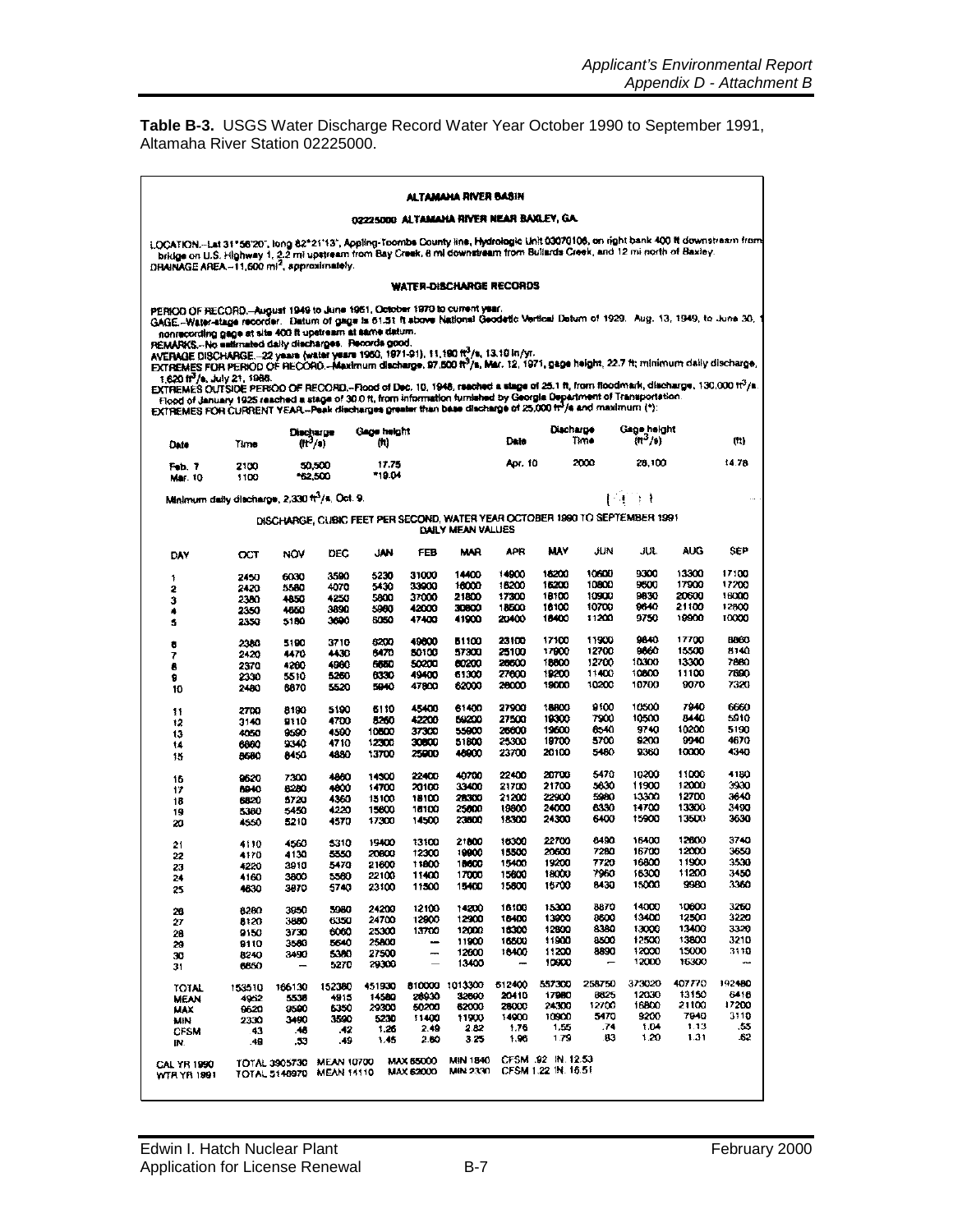**Table B-3.** USGS Water Discharge Record Water Year October 1990 to September 1991, Altamaha River Station 02225000.

**ALTAMAHA RIVER BASIN**

**02225000 ALTAMAHA RIVER NEAR BAXLEY, GA.**

LOCATION.--Lat 31°56'20", long 82°21'13", Appling-Toombs County line, Hydrologic Unit 03070106, on right bank 400 ft downstream from bridge on U.S. Highway 1, 2.2 mi upstream from Bay Creek, 6 mi downstream from Bullards Creek, and 12 mi north of Baxley.
DRAINAGE AREA.--11,600 mi², approximately.

**WATER-DISCHARGE RECORDS**

PERIOD OF RECORD.--August 1949 to June 1951, October 1970 to current year.
GAGE.--Water-stage recorder. Datum of gage is 61.51 ft above National Geodetic Vertical Datum of 1929. Aug. 13, 1949, to June 30, 1 nonrecording gage at site 400 ft upstream at same datum.
REMARKS.--No estimated daily discharges. Records good.
AVERAGE DISCHARGE.--22 years (water years 1950, 1971-91), 11,190 ft³/s, 13.10 in/yr.
EXTREMES FOR PERIOD OF RECORD.--Maximum discharge, 97,500 ft³/s, Mar. 12, 1971, gage height, 22.7 ft; minimum daily discharge, 1,620 ft³/s, July 21, 1986.
EXTREMES OUTSIDE PERIOD OF RECORD.--Flood of Dec. 10, 1948, reached a stage of 25.1 ft, from floodmark, discharge, 130,000 ft³/s. Flood of January 1925 reached a stage of 30.0 ft, from information furnished by Georgia Department of Transportation.
EXTREMES FOR CURRENT YEAR.--Peak discharges greater than base discharge of 25,000 ft³/s and maximum (*):

| Date | Time | Discharge (ft³/s) | Gage height (ft) | Date | Time | Discharge (ft³/s) | Gage height (ft) |
|---|---|---|---|---|---|---|---|
| Feb. 7 | 2100 | 50,500 | 17.75 | Apr. 10 | 2000 | 28,100 | 14.78 |
| Mar. 10 | 1100 | *62,500 | *19.04 | | | | |

Minimum daily discharge, 2,330 ft³/s, Oct. 9.

DISCHARGE, CUBIC FEET PER SECOND, WATER YEAR OCTOBER 1990 TO SEPTEMBER 1991
DAILY MEAN VALUES

| DAY | OCT | NOV | DEC | JAN | FEB | MAR | APR | MAY | JUN | JUL | AUG | SEP |
|---|---|---|---|---|---|---|---|---|---|---|---|---|
| 1 | 2450 | 6030 | 3590 | 5230 | 31000 | 14400 | 14900 | 16200 | 10600 | 9300 | 13300 | 17100 |
| 2 | 2420 | 5580 | 4070 | 5430 | 33900 | 16000 | 15200 | 16200 | 10800 | 9500 | 17900 | 17200 |
| 3 | 2380 | 4850 | 4250 | 5800 | 37000 | 21800 | 17300 | 16100 | 10900 | 9830 | 20600 | 16000 |
| 4 | 2350 | 4660 | 3890 | 5980 | 42000 | 30800 | 18500 | 16100 | 10700 | 9640 | 21100 | 12800 |
| 5 | 2350 | 5180 | 3690 | 6050 | 47400 | 41900 | 20400 | 16400 | 11200 | 9750 | 19900 | 10000 |
| 6 | 2380 | 5190 | 3710 | 6200 | 49800 | 51100 | 23100 | 17100 | 11900 | 9640 | 17700 | 8860 |
| 7 | 2420 | 4470 | 4430 | 6470 | 50100 | 57300 | 25100 | 17900 | 12700 | 9860 | 15500 | 8140 |
| 8 | 2370 | 4260 | 4960 | 6680 | 50200 | 60200 | 26600 | 18800 | 12700 | 10300 | 13300 | 7860 |
| 9 | 2330 | 5510 | 5260 | 6330 | 49400 | 61300 | 27600 | 19200 | 11400 | 10800 | 11100 | 7690 |
| 10 | 2480 | 6870 | 5520 | 5940 | 47800 | 62000 | 28000 | 19000 | 10200 | 10700 | 9070 | 7320 |
| 11 | 2700 | 8190 | 5190 | 6110 | 45400 | 61400 | 27900 | 18800 | 9100 | 10500 | 7940 | 6660 |
| 12 | 3140 | 9110 | 4700 | 8260 | 42200 | 59200 | 27500 | 19300 | 7900 | 10500 | 8440 | 5910 |
| 13 | 4050 | 9590 | 4500 | 10600 | 37300 | 55900 | 26600 | 19500 | 6540 | 9740 | 10200 | 5190 |
| 14 | 6660 | 9340 | 4710 | 12300 | 30800 | 51800 | 25300 | 19700 | 5700 | 9200 | 9940 | 4670 |
| 15 | 8680 | 8450 | 4880 | 13700 | 25900 | 46900 | 23700 | 20100 | 5460 | 9360 | 10000 | 4340 |
| 16 | 9620 | 7300 | 4860 | 14500 | 22400 | 40700 | 22400 | 20700 | 5470 | 10200 | 11000 | 4180 |
| 17 | 8940 | 6280 | 4600 | 14700 | 20100 | 33400 | 21700 | 21700 | 5630 | 11900 | 12000 | 3930 |
| 18 | 6820 | 5720 | 4360 | 15100 | 18100 | 28300 | 21200 | 22900 | 5980 | 13300 | 12700 | 3640 |
| 19 | 5360 | 5450 | 4220 | 15600 | 16100 | 25600 | 19800 | 24000 | 6330 | 14700 | 13300 | 3490 |
| 20 | 4550 | 5210 | 4570 | 17300 | 14500 | 23600 | 18300 | 24300 | 6400 | 15900 | 13500 | 3630 |
| 21 | 4110 | 4560 | 5310 | 19400 | 13100 | 21600 | 16300 | 22700 | 6490 | 16400 | 12800 | 3740 |
| 22 | 4170 | 4130 | 5550 | 20600 | 12300 | 19900 | 15500 | 20600 | 7280 | 16700 | 12000 | 3650 |
| 23 | 4220 | 3910 | 5470 | 21600 | 11800 | 18600 | 15400 | 19200 | 7720 | 16800 | 11900 | 3530 |
| 24 | 4160 | 3800 | 5560 | 22100 | 11400 | 17000 | 15600 | 18000 | 7960 | 16300 | 11200 | 3450 |
| 25 | 4630 | 3870 | 5740 | 23100 | 11500 | 15400 | 15800 | 15700 | 8430 | 15000 | 9980 | 3360 |
| 26 | 6260 | 3950 | 5980 | 24200 | 12100 | 14200 | 16100 | 15300 | 8870 | 14000 | 10600 | 3260 |
| 27 | 8120 | 3880 | 6350 | 24700 | 12600 | 12900 | 16400 | 13900 | 8600 | 13400 | 12500 | 3220 |
| 28 | 9150 | 3730 | 6060 | 25300 | 13700 | 12000 | 16300 | 12800 | 8380 | 13000 | 13400 | 3320 |
| 29 | 9110 | 3560 | 5640 | 25800 | --- | 11900 | 16500 | 11900 | 8500 | 12500 | 13800 | 3210 |
| 30 | 8240 | 3490 | 5380 | 27500 | --- | 12600 | 16400 | 11200 | 8890 | 12000 | 15000 | 3110 |
| 31 | 6850 | --- | 5270 | 29300 | --- | 13400 | --- | 10900 | --- | 12000 | 16300 | --- |
| TOTAL | 153510 | 166130 | 152380 | 451930 | 810000 | 1013300 | 612400 | 557300 | 258750 | 373020 | 407770 | 192480 |
| MEAN | 4952 | 5538 | 4915 | 14580 | 28930 | 32690 | 20410 | 17980 | 8625 | 12030 | 13150 | 6416 |
| MAX | 9620 | 9590 | 6350 | 29300 | 50200 | 62000 | 28000 | 24300 | 12700 | 16800 | 21100 | 17200 |
| MIN | 2330 | 3490 | 3590 | 5230 | 11400 | 11900 | 14900 | 10900 | 5470 | 9200 | 7940 | 3110 |
| CFSM | .43 | .48 | .42 | 1.26 | 2.49 | 2.82 | 1.76 | 1.55 | .74 | 1.04 | 1.13 | .55 |
| IN. | .49 | .53 | .49 | 1.45 | 2.60 | 3.25 | 1.96 | 1.79 | .83 | 1.20 | 1.31 | .62 |

CAL YR 1990 TOTAL 3905730 MEAN 10700 MAX 65000 MIN 1840 CFSM .92 IN. 12.53
WTR YR 1991 TOTAL 5148970 MEAN 14110 MAX 62000 MIN 2330 CFSM 1.22 IN. 16.51